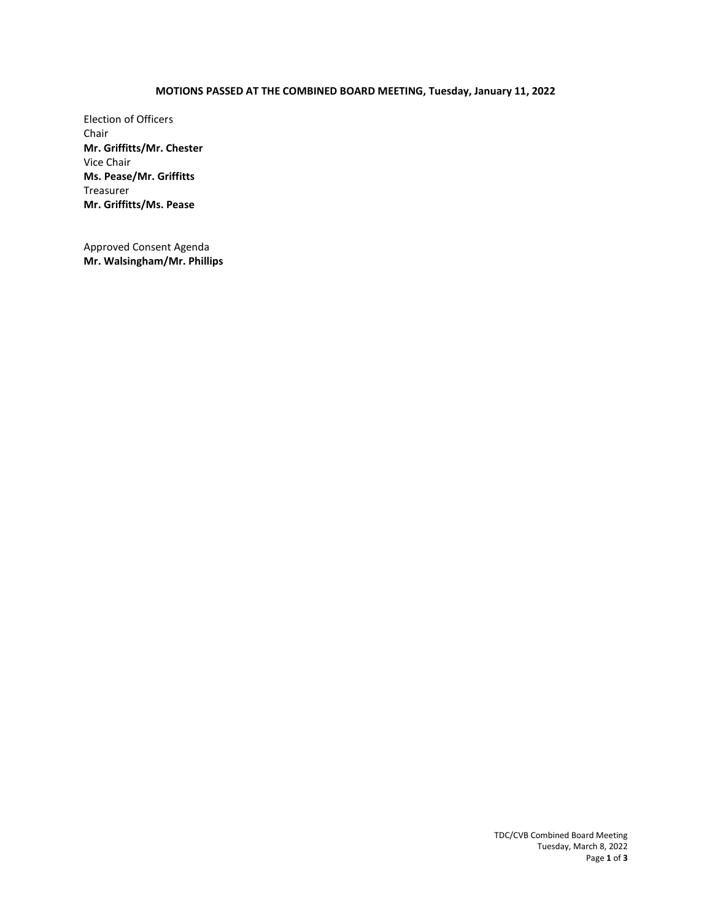**MOTIONS PASSED AT THE COMBINED BOARD MEETING, Tuesday, January 11, 2022**

Election of Officers
Chair
**Mr. Griffitts/Mr. Chester**
Vice Chair
**Ms. Pease/Mr. Griffitts**
Treasurer
**Mr. Griffitts/Ms. Pease**

Approved Consent Agenda
**Mr. Walsingham/Mr. Phillips**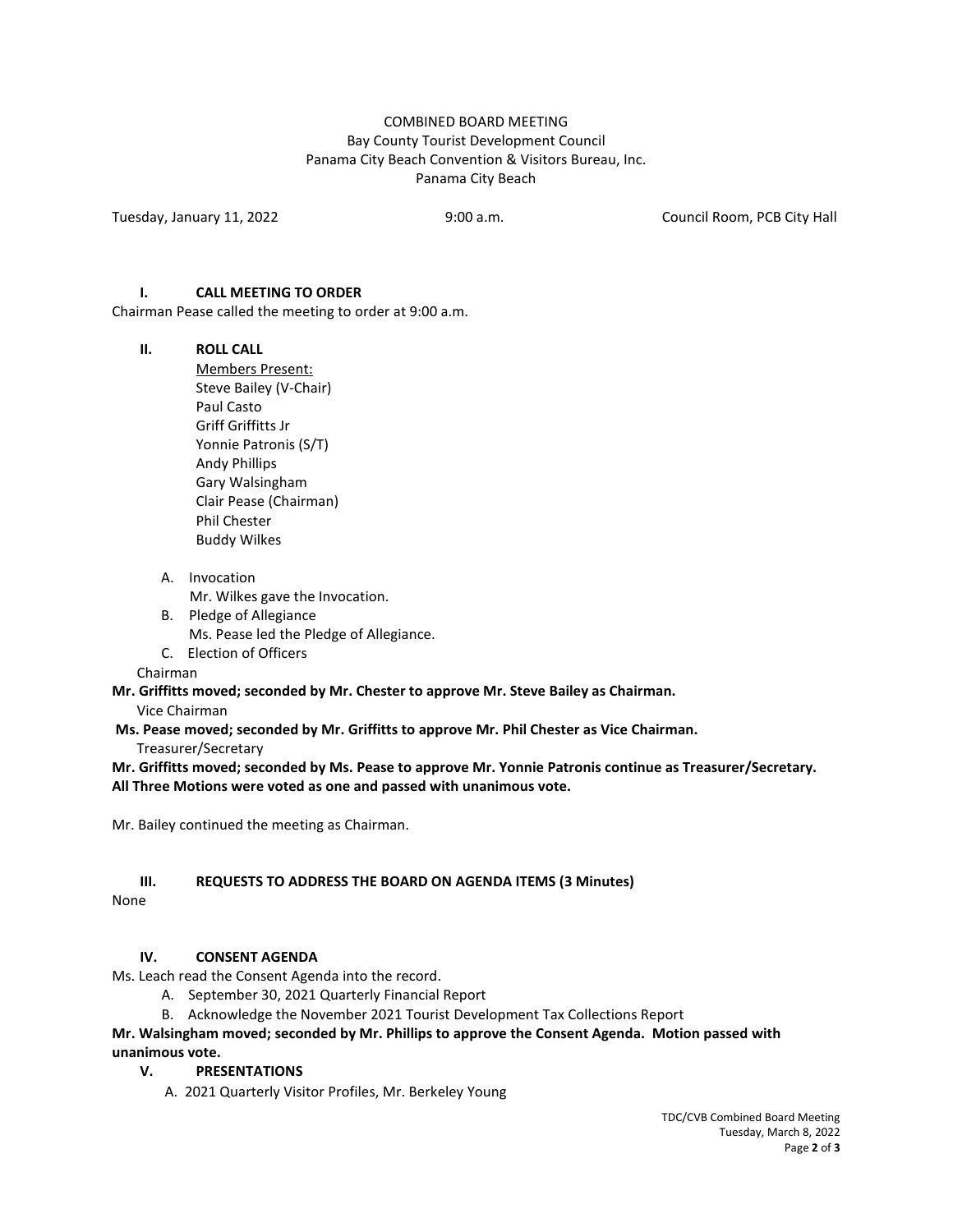COMBINED BOARD MEETING
Bay County Tourist Development Council
Panama City Beach Convention & Visitors Bureau, Inc.
Panama City Beach

Tuesday, January 11, 2022 | 9:00 a.m. | Council Room, PCB City Hall

## I. CALL MEETING TO ORDER

Chairman Pease called the meeting to order at 9:00 a.m.

## II. ROLL CALL

Members Present:
Steve Bailey (V-Chair)
Paul Casto
Griff Griffitts Jr
Yonnie Patronis (S/T)
Andy Phillips
Gary Walsingham
Clair Pease (Chairman)
Phil Chester
Buddy Wilkes

A. Invocation
Mr. Wilkes gave the Invocation.

B. Pledge of Allegiance
Ms. Pease led the Pledge of Allegiance.

C. Election of Officers

Chairman
**Mr. Griffitts moved; seconded by Mr. Chester to approve Mr. Steve Bailey as Chairman.**

Vice Chairman
**Ms. Pease moved; seconded by Mr. Griffitts to approve Mr. Phil Chester as Vice Chairman.**

Treasurer/Secretary
**Mr. Griffitts moved; seconded by Ms. Pease to approve Mr. Yonnie Patronis continue as Treasurer/Secretary. All Three Motions were voted as one and passed with unanimous vote.**

Mr. Bailey continued the meeting as Chairman.

## III. REQUESTS TO ADDRESS THE BOARD ON AGENDA ITEMS (3 Minutes)

None

## IV. CONSENT AGENDA

Ms. Leach read the Consent Agenda into the record.

A. September 30, 2021 Quarterly Financial Report
B. Acknowledge the November 2021 Tourist Development Tax Collections Report

**Mr. Walsingham moved; seconded by Mr. Phillips to approve the Consent Agenda. Motion passed with unanimous vote.**

## V. PRESENTATIONS

A. 2021 Quarterly Visitor Profiles, Mr. Berkeley Young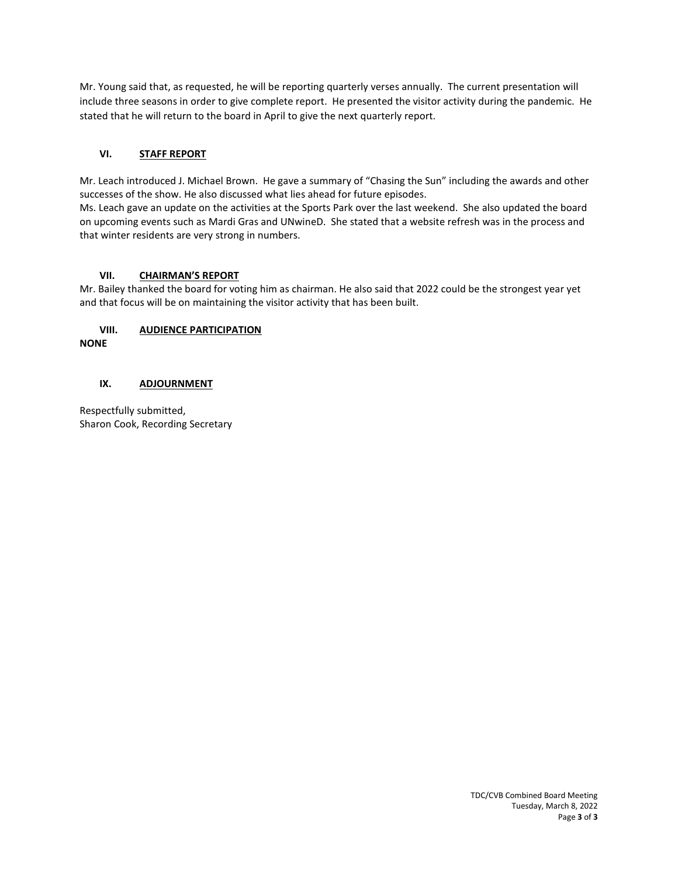Mr. Young said that, as requested, he will be reporting quarterly verses annually. The current presentation will include three seasons in order to give complete report. He presented the visitor activity during the pandemic. He stated that he will return to the board in April to give the next quarterly report.

## VI. STAFF REPORT

Mr. Leach introduced J. Michael Brown. He gave a summary of "Chasing the Sun" including the awards and other successes of the show. He also discussed what lies ahead for future episodes.
Ms. Leach gave an update on the activities at the Sports Park over the last weekend. She also updated the board on upcoming events such as Mardi Gras and UNwineD. She stated that a website refresh was in the process and that winter residents are very strong in numbers.

## VII. CHAIRMAN'S REPORT

Mr. Bailey thanked the board for voting him as chairman. He also said that 2022 could be the strongest year yet and that focus will be on maintaining the visitor activity that has been built.

## VIII. AUDIENCE PARTICIPATION

**NONE**

## IX. ADJOURNMENT

Respectfully submitted,
Sharon Cook, Recording Secretary